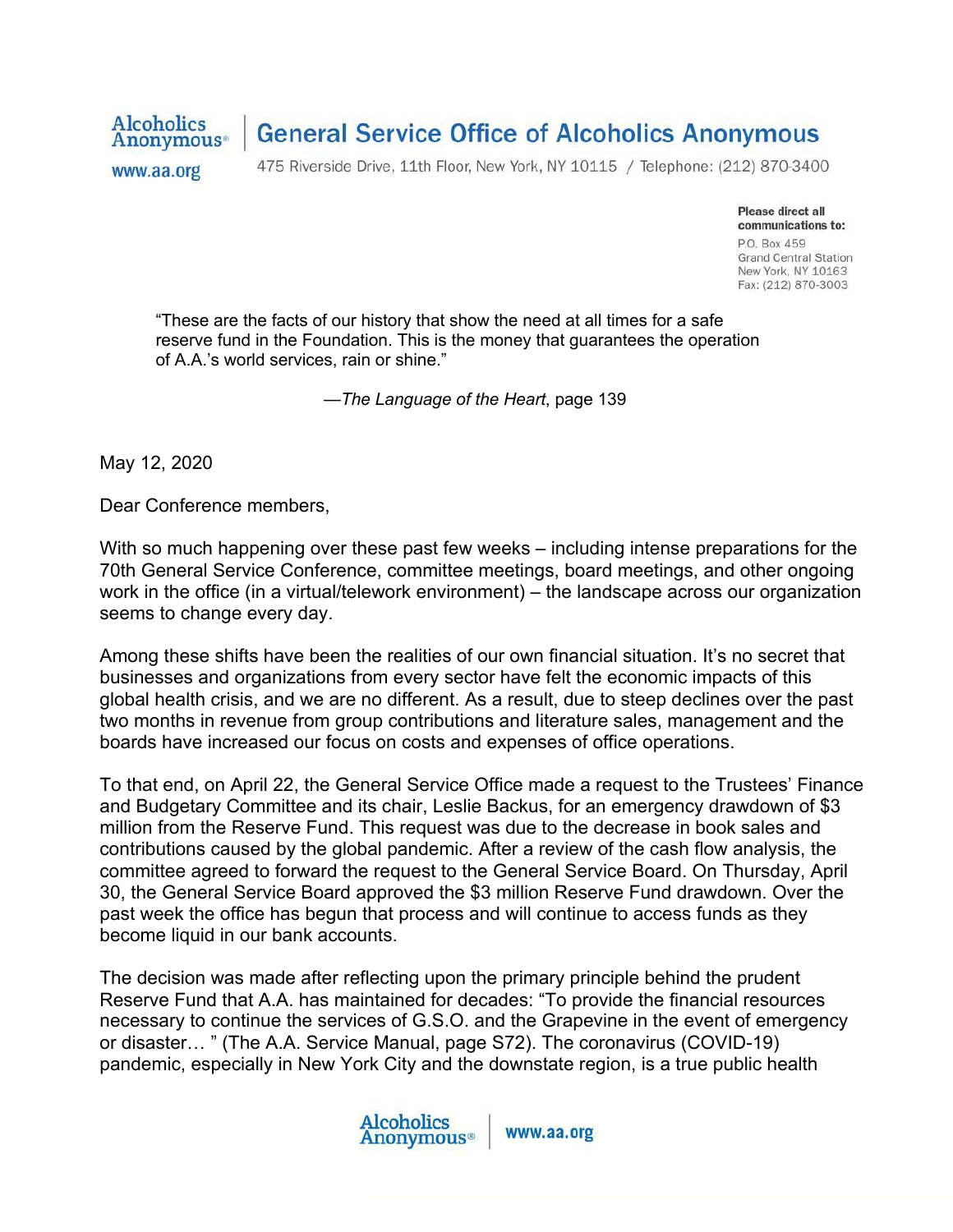Alcoholics Anonymous® | **General Service Office of Alcoholics Anonymous**

www.aa.org

475 Riverside Drive, 11th Floor, New York, NY 10115 / Telephone: (212) 870-3400

**Please direct all communications to:**
P.O. Box 459
Grand Central Station
New York, NY 10163
Fax: (212) 870-3003

> "These are the facts of our history that show the need at all times for a safe reserve fund in the Foundation. This is the money that guarantees the operation of A.A.'s world services, rain or shine."
>
> —*The Language of the Heart*, page 139

May 12, 2020

Dear Conference members,

With so much happening over these past few weeks – including intense preparations for the 70th General Service Conference, committee meetings, board meetings, and other ongoing work in the office (in a virtual/telework environment) – the landscape across our organization seems to change every day.

Among these shifts have been the realities of our own financial situation. It's no secret that businesses and organizations from every sector have felt the economic impacts of this global health crisis, and we are no different. As a result, due to steep declines over the past two months in revenue from group contributions and literature sales, management and the boards have increased our focus on costs and expenses of office operations.

To that end, on April 22, the General Service Office made a request to the Trustees' Finance and Budgetary Committee and its chair, Leslie Backus, for an emergency drawdown of $3 million from the Reserve Fund. This request was due to the decrease in book sales and contributions caused by the global pandemic. After a review of the cash flow analysis, the committee agreed to forward the request to the General Service Board. On Thursday, April 30, the General Service Board approved the $3 million Reserve Fund drawdown. Over the past week the office has begun that process and will continue to access funds as they become liquid in our bank accounts.

The decision was made after reflecting upon the primary principle behind the prudent Reserve Fund that A.A. has maintained for decades: "To provide the financial resources necessary to continue the services of G.S.O. and the Grapevine in the event of emergency or disaster… " (The A.A. Service Manual, page S72). The coronavirus (COVID-19) pandemic, especially in New York City and the downstate region, is a true public health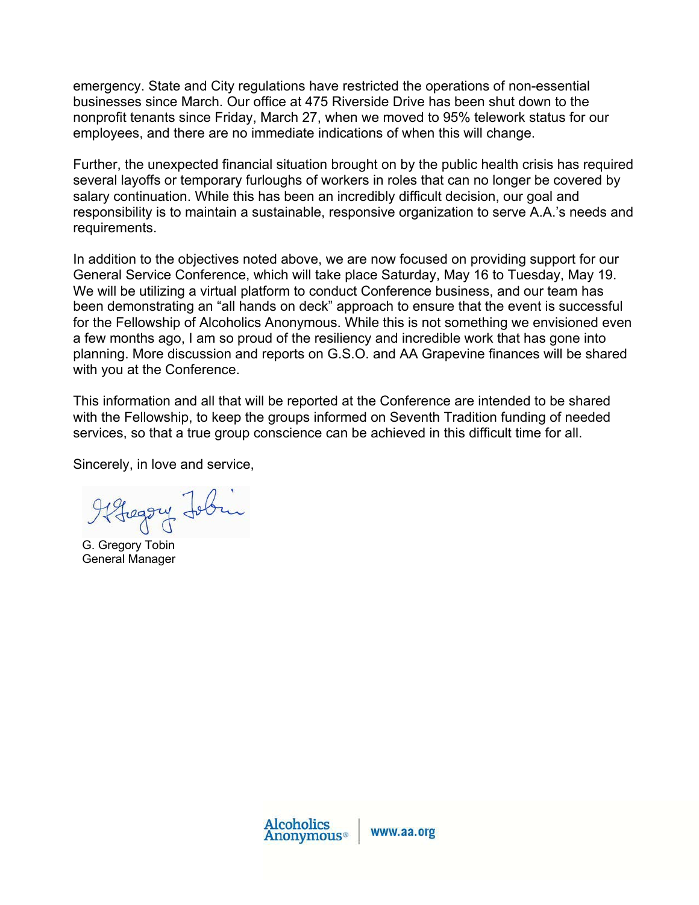emergency. State and City regulations have restricted the operations of non-essential businesses since March. Our office at 475 Riverside Drive has been shut down to the nonprofit tenants since Friday, March 27, when we moved to 95% telework status for our employees, and there are no immediate indications of when this will change.

Further, the unexpected financial situation brought on by the public health crisis has required several layoffs or temporary furloughs of workers in roles that can no longer be covered by salary continuation. While this has been an incredibly difficult decision, our goal and responsibility is to maintain a sustainable, responsive organization to serve A.A.'s needs and requirements.

In addition to the objectives noted above, we are now focused on providing support for our General Service Conference, which will take place Saturday, May 16 to Tuesday, May 19. We will be utilizing a virtual platform to conduct Conference business, and our team has been demonstrating an "all hands on deck" approach to ensure that the event is successful for the Fellowship of Alcoholics Anonymous. While this is not something we envisioned even a few months ago, I am so proud of the resiliency and incredible work that has gone into planning. More discussion and reports on G.S.O. and AA Grapevine finances will be shared with you at the Conference.

This information and all that will be reported at the Conference are intended to be shared with the Fellowship, to keep the groups informed on Seventh Tradition funding of needed services, so that a true group conscience can be achieved in this difficult time for all.

Sincerely, in love and service,

G. Gregory Tobin
General Manager

Alcoholics Anonymous® | www.aa.org